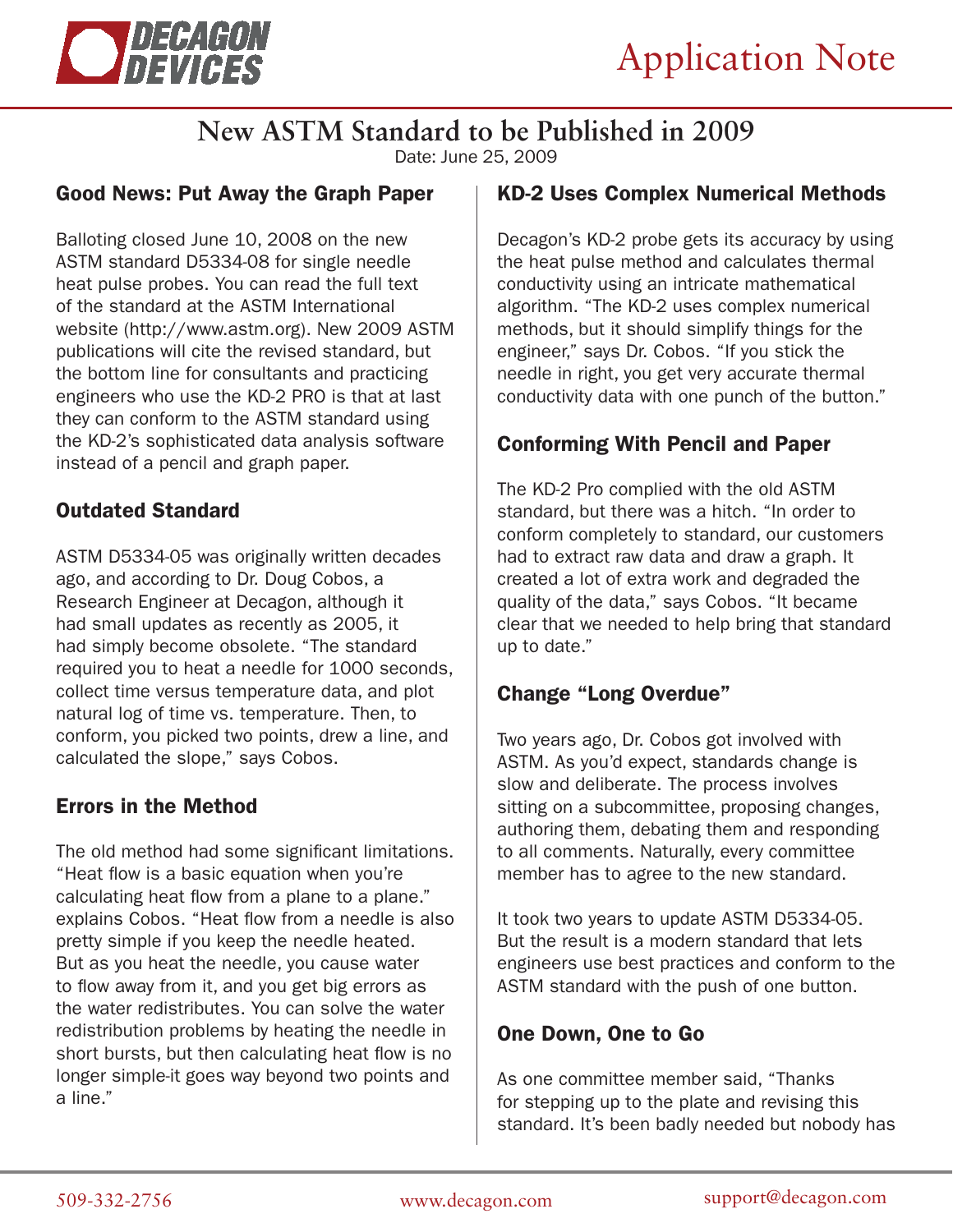**DECAGON DEVICES**

Application Note

# New ASTM Standard to be Published in 2009

Date: June 25, 2009

## Good News: Put Away the Graph Paper

Balloting closed June 10, 2008 on the new ASTM standard D5334-08 for single needle heat pulse probes. You can read the full text of the standard at the ASTM International website (http://www.astm.org). New 2009 ASTM publications will cite the revised standard, but the bottom line for consultants and practicing engineers who use the KD-2 PRO is that at last they can conform to the ASTM standard using the KD-2's sophisticated data analysis software instead of a pencil and graph paper.

## Outdated Standard

ASTM D5334-05 was originally written decades ago, and according to Dr. Doug Cobos, a Research Engineer at Decagon, although it had small updates as recently as 2005, it had simply become obsolete. "The standard required you to heat a needle for 1000 seconds, collect time versus temperature data, and plot natural log of time vs. temperature. Then, to conform, you picked two points, drew a line, and calculated the slope," says Cobos.

## Errors in the Method

The old method had some significant limitations. "Heat flow is a basic equation when you're calculating heat flow from a plane to a plane." explains Cobos. "Heat flow from a needle is also pretty simple if you keep the needle heated. But as you heat the needle, you cause water to flow away from it, and you get big errors as the water redistributes. You can solve the water redistribution problems by heating the needle in short bursts, but then calculating heat flow is no longer simple-it goes way beyond two points and a line."

## KD-2 Uses Complex Numerical Methods

Decagon's KD-2 probe gets its accuracy by using the heat pulse method and calculates thermal conductivity using an intricate mathematical algorithm. "The KD-2 uses complex numerical methods, but it should simplify things for the engineer," says Dr. Cobos. "If you stick the needle in right, you get very accurate thermal conductivity data with one punch of the button."

## Conforming With Pencil and Paper

The KD-2 Pro complied with the old ASTM standard, but there was a hitch. "In order to conform completely to standard, our customers had to extract raw data and draw a graph. It created a lot of extra work and degraded the quality of the data," says Cobos. "It became clear that we needed to help bring that standard up to date."

## Change "Long Overdue"

Two years ago, Dr. Cobos got involved with ASTM. As you'd expect, standards change is slow and deliberate. The process involves sitting on a subcommittee, proposing changes, authoring them, debating them and responding to all comments. Naturally, every committee member has to agree to the new standard.

It took two years to update ASTM D5334-05. But the result is a modern standard that lets engineers use best practices and conform to the ASTM standard with the push of one button.

## One Down, One to Go

As one committee member said, "Thanks for stepping up to the plate and revising this standard. It's been badly needed but nobody has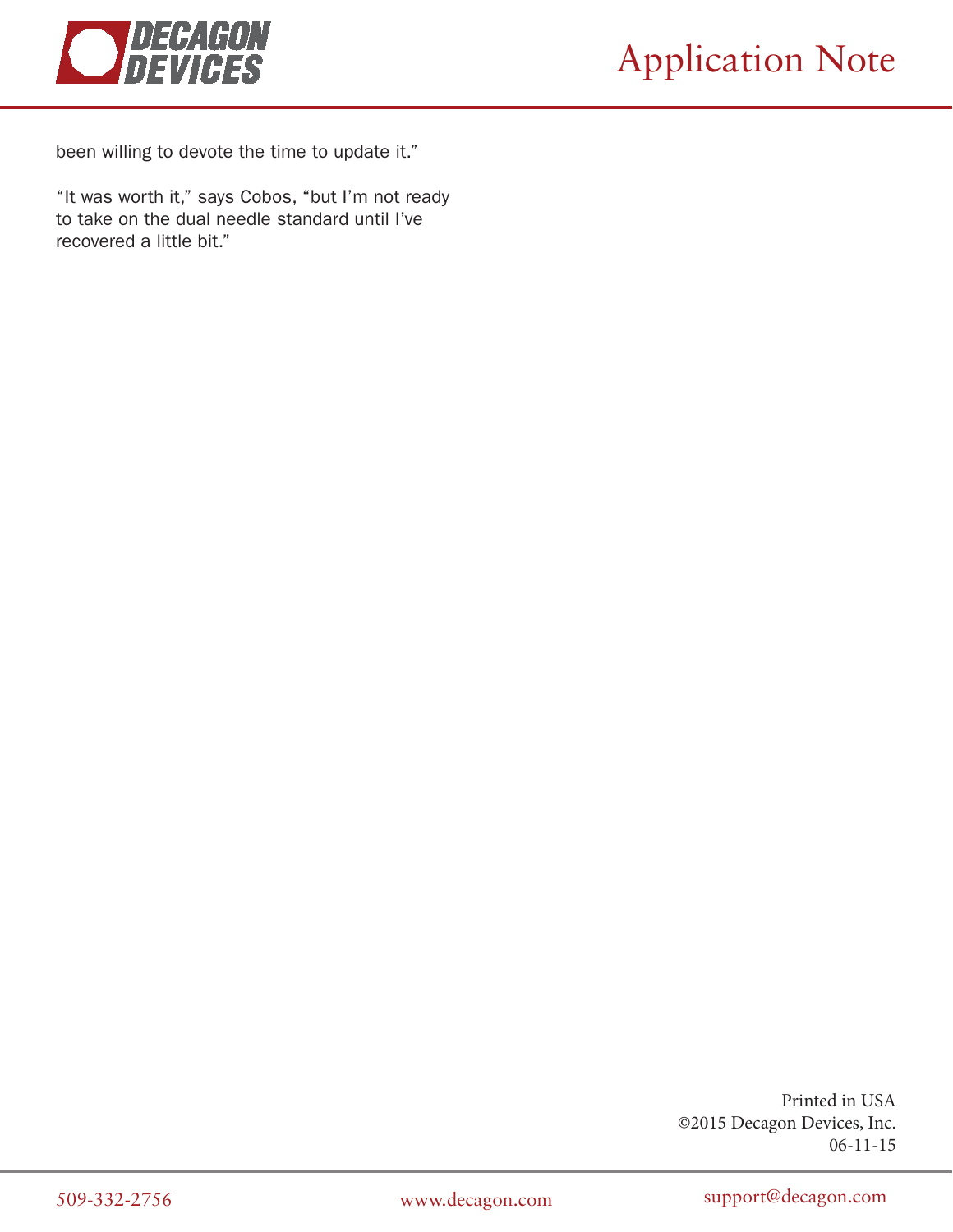been willing to devote the time to update it."

"It was worth it," says Cobos, "but I'm not ready to take on the dual needle standard until I've recovered a little bit."

Printed in USA
©2015 Decagon Devices, Inc.
06-11-15